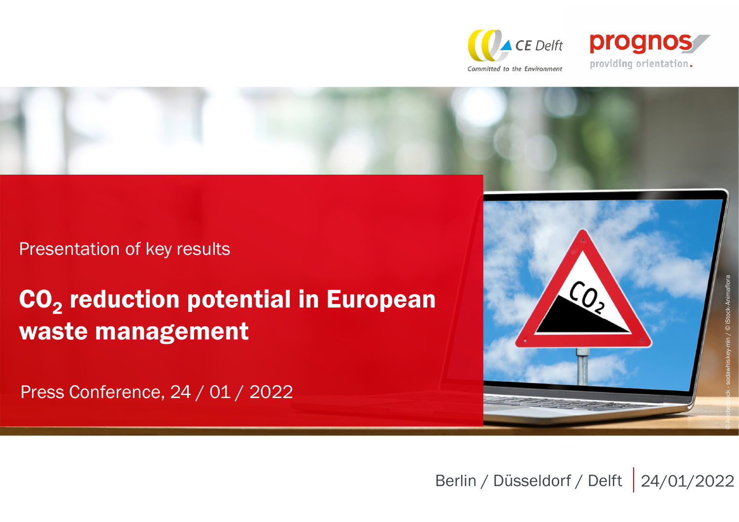CE Delft – Committed to the Environment

prognos – providing orientation.

Presentation of key results

# $CO_2$ reduction potential in European waste management

Press Conference, 24 / 01 / 2022

© AdobeStock - sodawhiskey-min / © iStock-Animaflora

Berlin / Düsseldorf / Delft | 24/01/2022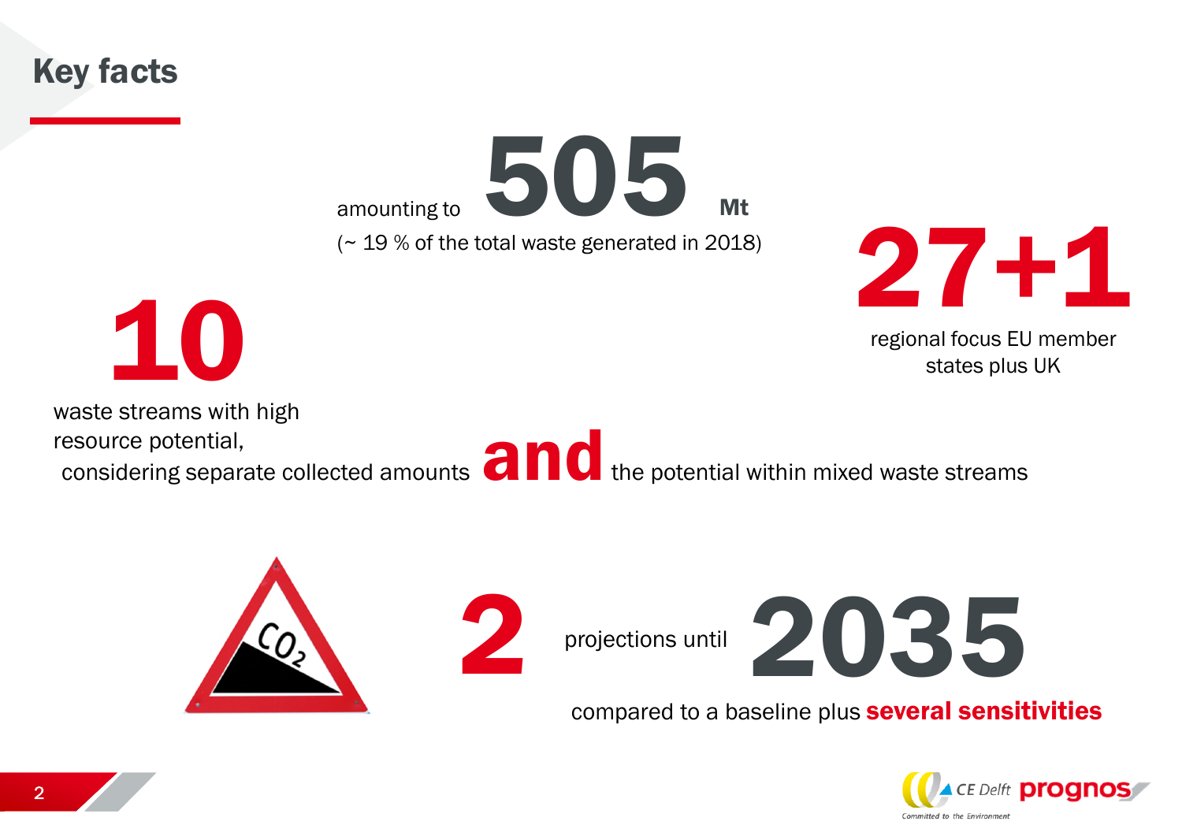# Key facts

amounting to **505** Mt
(~ 19 % of the total waste generated in 2018)

**27+1**
regional focus EU member states plus UK

**10**
waste streams with high resource potential,
considering separate collected amounts **and** the potential within mixed waste streams

**2** projections until **2035**
compared to a baseline plus **several sensitivities**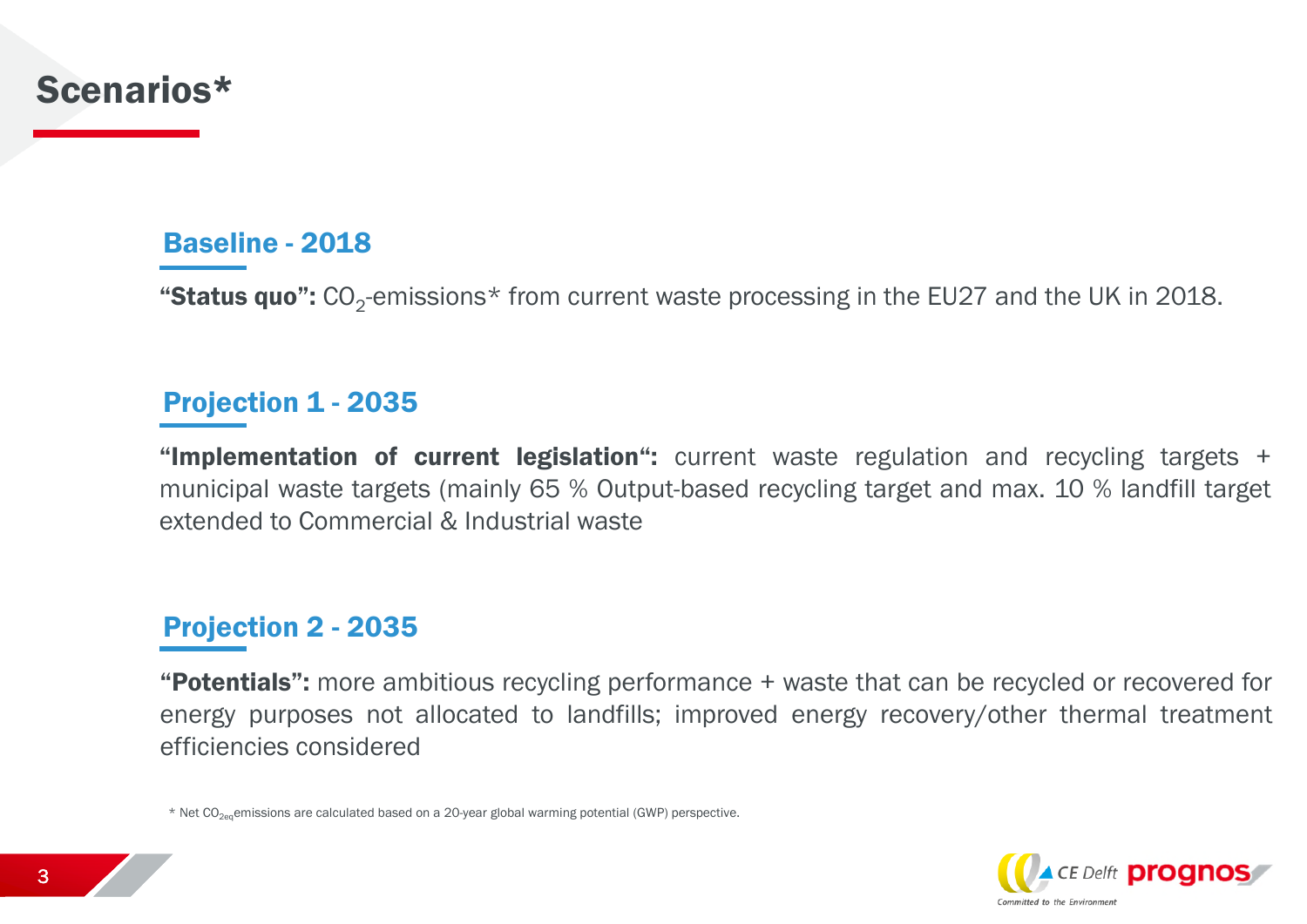# Scenarios*

## Baseline - 2018

**"Status quo":** $CO_2$-emissions* from current waste processing in the EU27 and the UK in 2018.

## Projection 1 - 2035

**"Implementation of current legislation":** current waste regulation and recycling targets + municipal waste targets (mainly 65 % Output-based recycling target and max. 10 % landfill target extended to Commercial & Industrial waste

## Projection 2 - 2035

**"Potentials":** more ambitious recycling performance + waste that can be recycled or recovered for energy purposes not allocated to landfills; improved energy recovery/other thermal treatment efficiencies considered

\* Net $CO_{2eq}$ emissions are calculated based on a 20-year global warming potential (GWP) perspective.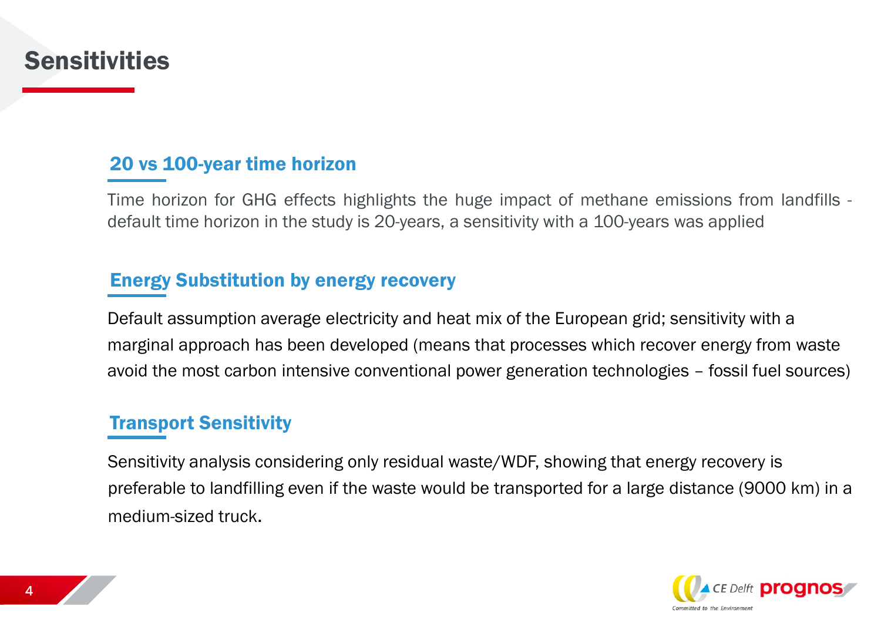# Sensitivities

## 20 vs 100-year time horizon

Time horizon for GHG effects highlights the huge impact of methane emissions from landfills - default time horizon in the study is 20-years, a sensitivity with a 100-years was applied

## Energy Substitution by energy recovery

Default assumption average electricity and heat mix of the European grid; sensitivity with a marginal approach has been developed (means that processes which recover energy from waste avoid the most carbon intensive conventional power generation technologies – fossil fuel sources)

## Transport Sensitivity

Sensitivity analysis considering only residual waste/WDF, showing that energy recovery is preferable to landfilling even if the waste would be transported for a large distance (9000 km) in a medium-sized truck.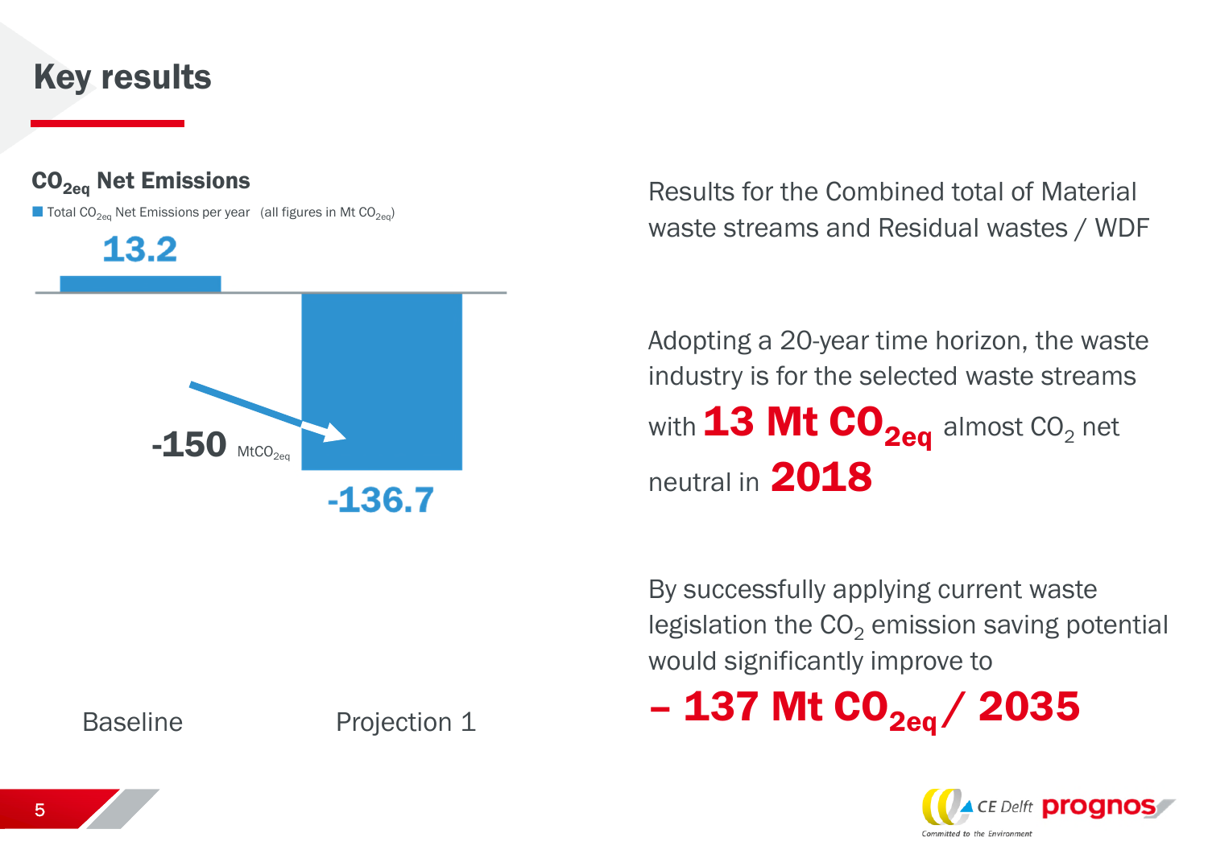# Key results

## $CO_{2eq}$ Net Emissions

Total $CO_{2eq}$ Net Emissions per year (all figures in Mt $CO_{2eq}$)

| | Baseline | Projection 1 |
|---|---|---|
| Total $CO_{2eq}$ Net Emissions per year | 13.2 | -136.7 |

-150 $MtCO_{2eq}$

Results for the Combined total of Material waste streams and Residual wastes / WDF

Adopting a 20-year time horizon, the waste industry is for the selected waste streams with **13 Mt $CO_{2eq}$** almost $CO_2$ net neutral in **2018**

By successfully applying current waste legislation the $CO_2$ emission saving potential would significantly improve to

**– 137 Mt $CO_{2eq}$ / 2035**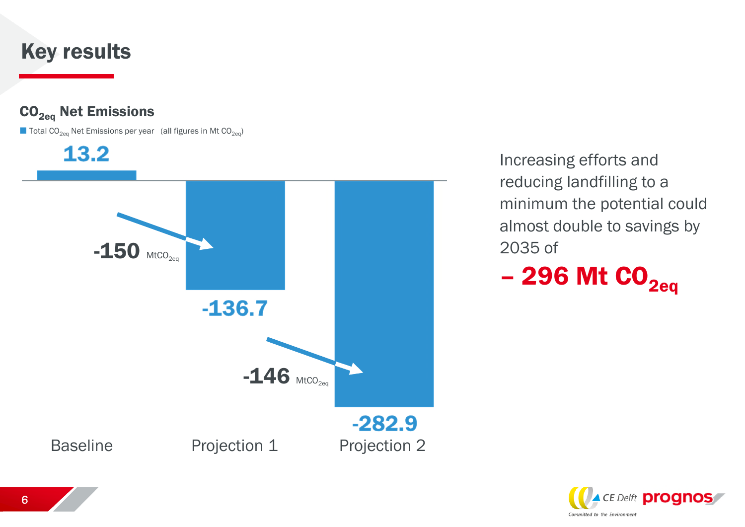# Key results

## $CO_{2eq}$ Net Emissions

Total $CO_{2eq}$ Net Emissions per year (all figures in Mt $CO_{2eq}$)

| | Baseline | Projection 1 | Projection 2 |
|---|---|---|---|
| Total $CO_{2eq}$ Net Emissions per year | 13.2 | -136.7 | -282.9 |

Baseline → Projection 1: -150 $MtCO_{2eq}$

Projection 1 → Projection 2: -146 $MtCO_{2eq}$

Increasing efforts and reducing landfilling to a minimum the potential could almost double to savings by 2035 of

**– 296 Mt $CO_{2eq}$**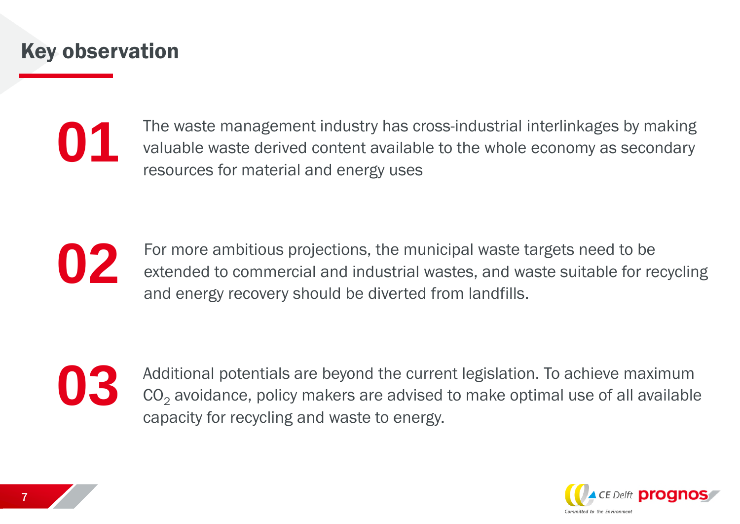# Key observation

**01** The waste management industry has cross-industrial interlinkages by making valuable waste derived content available to the whole economy as secondary resources for material and energy uses

**02** For more ambitious projections, the municipal waste targets need to be extended to commercial and industrial wastes, and waste suitable for recycling and energy recovery should be diverted from landfills.

**03** Additional potentials are beyond the current legislation. To achieve maximum $CO_2$ avoidance, policy makers are advised to make optimal use of all available capacity for recycling and waste to energy.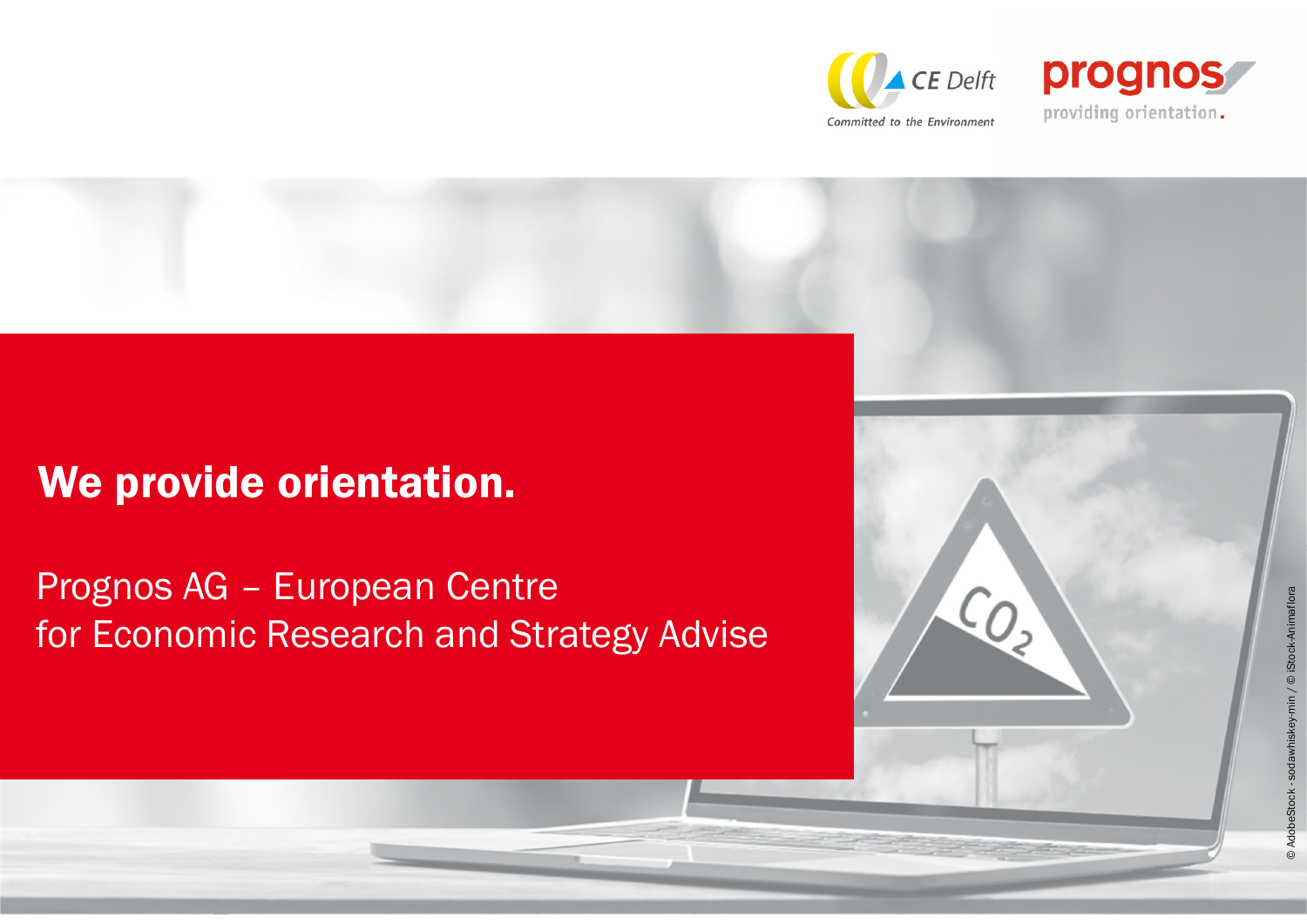CE Delft
Committed to the Environment

prognos
providing orientation.

**We provide orientation.**

Prognos AG – European Centre
for Economic Research and Strategy Advise

© AdobeStock - sodawhiskey-min / © iStock-Animaflora